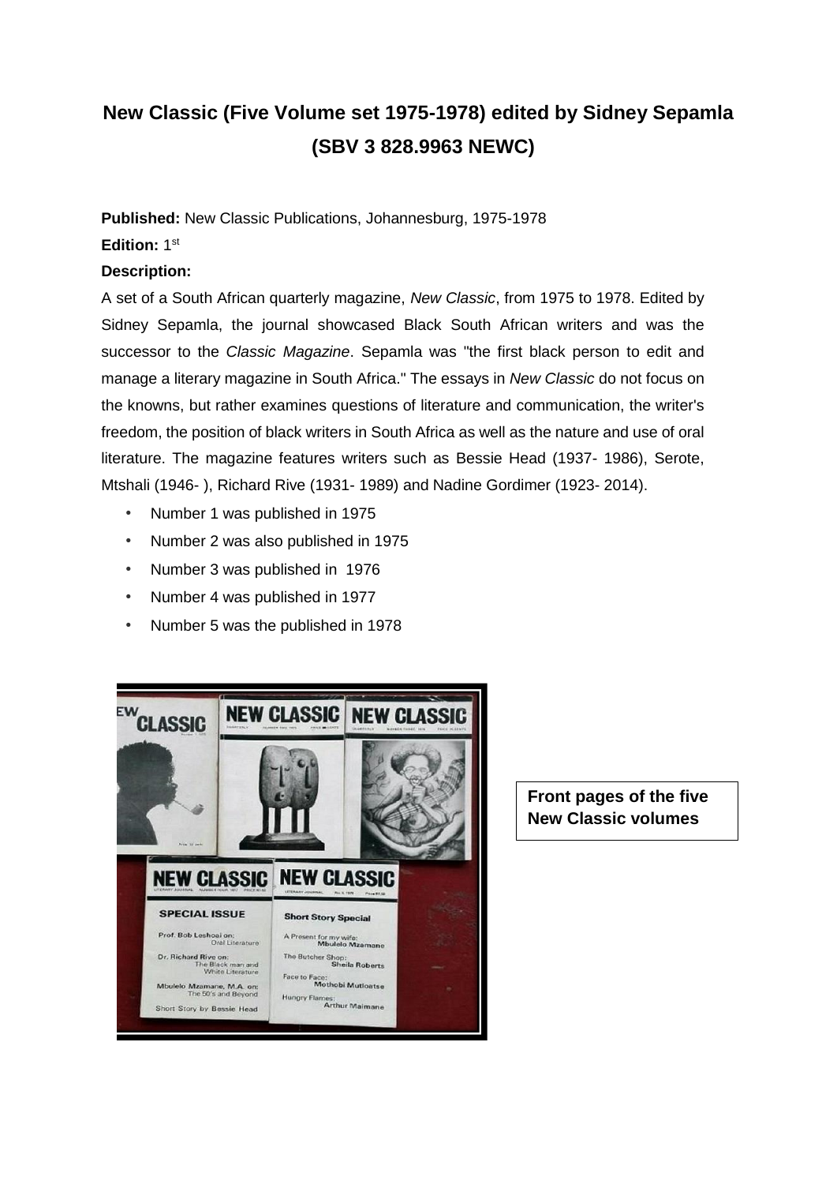# New Classic (Five Volume set 1975-1978) edited by Sidney Sepamla (SBV 3 828.9963 NEWC)

**Published:** New Classic Publications, Johannesburg, 1975-1978

**Edition:** 1st

**Description:**

A set of a South African quarterly magazine, *New Classic*, from 1975 to 1978. Edited by Sidney Sepamla, the journal showcased Black South African writers and was the successor to the *Classic Magazine*. Sepamla was "the first black person to edit and manage a literary magazine in South Africa." The essays in *New Classic* do not focus on the knowns, but rather examines questions of literature and communication, the writer's freedom, the position of black writers in South Africa as well as the nature and use of oral literature. The magazine features writers such as Bessie Head (1937- 1986), Serote, Mtshali (1946- ), Richard Rive (1931- 1989) and Nadine Gordimer (1923- 2014).

- Number 1 was published in 1975
- Number 2 was also published in 1975
- Number 3 was published in 1976
- Number 4 was published in 1977
- Number 5 was the published in 1978

Front pages of the five New Classic volumes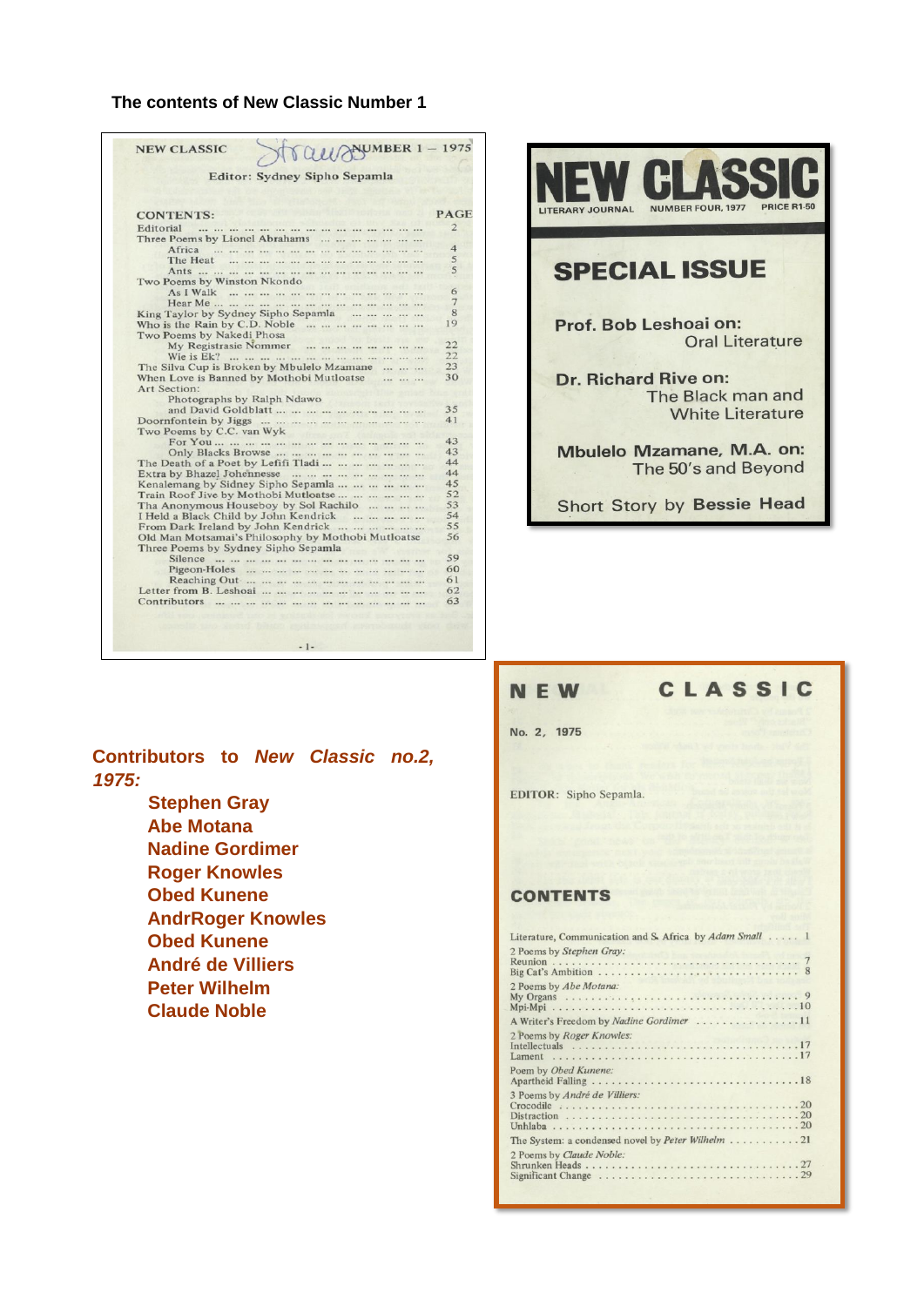**The contents of New Classic Number 1**

NEW CLASSIC NUMBER 1 — 1975

Editor: Sydney Sipho Sepamla

| CONTENTS: | PAGE |
|---|---|
| Editorial | 2 |
| Three Poems by Lionel Abrahams | |
| Africa | 4 |
| The Heat | 5 |
| Ants | 5 |
| Two Poems by Winston Nkondo | |
| As I Walk | 6 |
| Hear Me | 7 |
| King Taylor by Sydney Sipho Sepamla | 8 |
| Who is the Rain by C.D. Noble | 19 |
| Two Poems by Nakedi Phosa | |
| My Registrasie Nommer | 22 |
| Wie is Ek? | 22 |
| The Silva Cup is Broken by Mbulelo Mzamane | 23 |
| When Love is Banned by Mothobi Mutloatse | 30 |
| Art Section: | |
| Photographs by Ralph Ndawo and David Goldblatt | 35 |
| Doornfontein by Jiggs | 41 |
| Two Poems by C.C. van Wyk | |
| For You | 43 |
| Only Blacks Browse | 43 |
| The Death of a Poet by Lefifi Tladi | 44 |
| Extra by Bhazel Johennesse | 44 |
| Kenalemang by Sidney Sipho Sepamla | 45 |
| Train Roof Jive by Mothobi Mutloatse | 52 |
| Tha Anonymous Houseboy by Sol Rachilo | 53 |
| I Held a Black Child by John Kendrick | 54 |
| From Dark Ireland by John Kendrick | 55 |
| Old Man Motsamai's Philosophy by Mothobi Mutloatse | 56 |
| Three Poems by Sydney Sipho Sepamla | |
| Silence | 59 |
| Pigeon-Holes | 60 |
| Reaching Out | 61 |
| Letter from B. Leshoai | 62 |
| Contributors | 63 |

NEW CLASSIC
LITERARY JOURNAL NUMBER FOUR, 1977 PRICE R1·50

**SPECIAL ISSUE**

**Prof. Bob Leshoai on:** Oral Literature

**Dr. Richard Rive on:** The Black man and White Literature

**Mbulelo Mzamane, M.A. on:** The 50's and Beyond

Short Story by **Bessie Head**

**Contributors to *New Classic* no.2, 1975:**

- **Stephen Gray**
- **Abe Motana**
- **Nadine Gordimer**
- **Roger Knowles**
- **Obed Kunene**
- **AndrRoger Knowles**
- **Obed Kunene**
- **André de Villiers**
- **Peter Wilhelm**
- **Claude Noble**

NEW CLASSIC

No. 2, 1975

EDITOR: Sipho Sepamla.

**CONTENTS**

| | |
|---|---|
| Literature, Communication and S. Africa by *Adam Small* | 1 |
| 2 Poems by *Stephen Gray:* | |
| Reunion | 7 |
| Big Cat's Ambition | 8 |
| 2 Poems by *Abe Motana:* | |
| My Organs | 9 |
| Mpi-Mpi | 10 |
| A Writer's Freedom by *Nadine Gordimer* | 11 |
| 2 Poems by *Roger Knowles:* | |
| Intellectuals | 17 |
| Lament | 17 |
| Poem by *Obed Kunene:* | |
| Apartheid Falling | 18 |
| 3 Poems by *André de Villiers:* | |
| Crocodile | 20 |
| Distraction | 20 |
| Unhlaba | 20 |
| The System: a condensed novel by *Peter Wilhelm* | 21 |
| 2 Poems by *Claude Noble:* | |
| Shrunken Heads | 27 |
| Significant Change | 29 |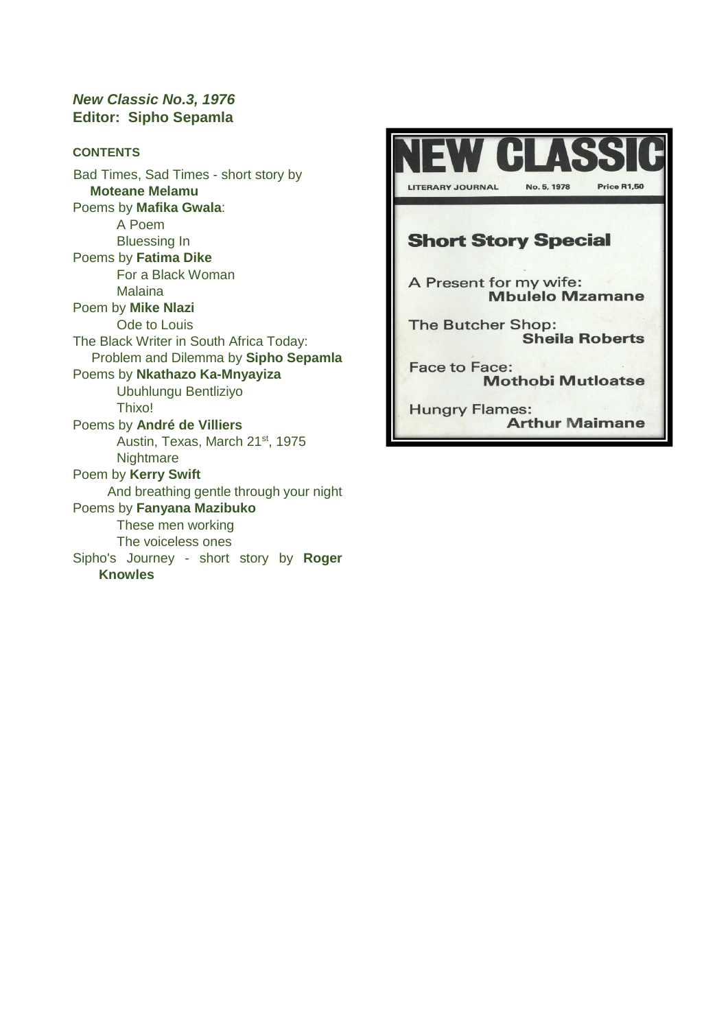***New Classic No.3, 1976***
**Editor: Sipho Sepamla**

**CONTENTS**

Bad Times, Sad Times - short story by **Moteane Melamu**

Poems by **Mafika Gwala**:
- A Poem
- Bluessing In

Poems by **Fatima Dike**
- For a Black Woman
- Malaina

Poem by **Mike Nlazi**
- Ode to Louis

The Black Writer in South Africa Today: Problem and Dilemma by **Sipho Sepamla**

Poems by **Nkathazo Ka-Mnyayiza**
- Ubuhlungu Bentliziyo
- Thixo!

Poems by **André de Villiers**
- Austin, Texas, March 21st, 1975
- Nightmare

Poem by **Kerry Swift**
- And breathing gentle through your night

Poems by **Fanyana Mazibuko**
- These men working
- The voiceless ones

Sipho's Journey - short story by **Roger Knowles**

NEW CLASSIC

LITERARY JOURNAL No. 5, 1978 Price R1,50

**Short Story Special**

A Present for my wife: **Mbulelo Mzamane**

The Butcher Shop: **Sheila Roberts**

Face to Face: **Mothobi Mutloatse**

Hungry Flames: **Arthur Maimane**